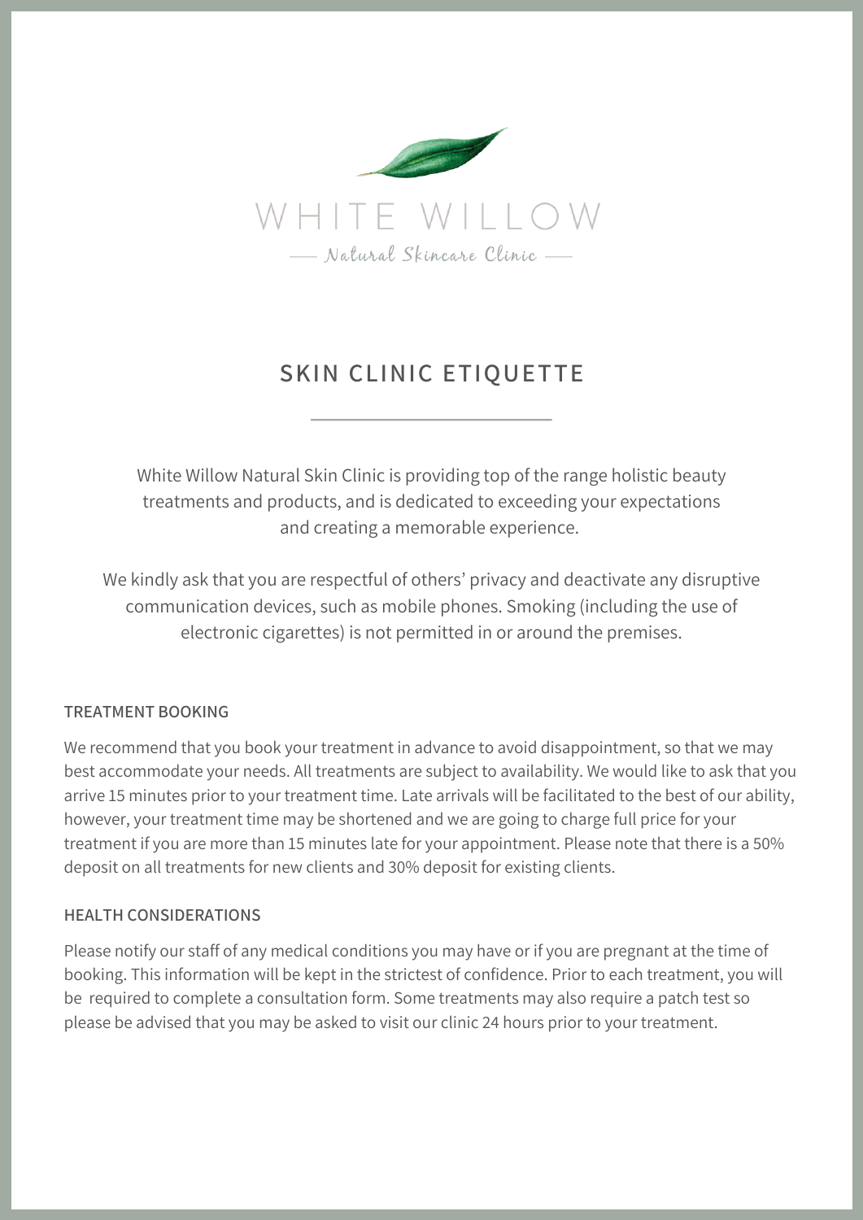WHITE WILLOW

— Natural Skincare Clinic —

# SKIN CLINIC ETIQUETTE

White Willow Natural Skin Clinic is providing top of the range holistic beauty treatments and products, and is dedicated to exceeding your expectations and creating a memorable experience.

We kindly ask that you are respectful of others' privacy and deactivate any disruptive communication devices, such as mobile phones. Smoking (including the use of electronic cigarettes) is not permitted in or around the premises.

## TREATMENT BOOKING

We recommend that you book your treatment in advance to avoid disappointment, so that we may best accommodate your needs. All treatments are subject to availability. We would like to ask that you arrive 15 minutes prior to your treatment time. Late arrivals will be facilitated to the best of our ability, however, your treatment time may be shortened and we are going to charge full price for your treatment if you are more than 15 minutes late for your appointment. Please note that there is a 50% deposit on all treatments for new clients and 30% deposit for existing clients.

## HEALTH CONSIDERATIONS

Please notify our staff of any medical conditions you may have or if you are pregnant at the time of booking. This information will be kept in the strictest of confidence. Prior to each treatment, you will be required to complete a consultation form. Some treatments may also require a patch test so please be advised that you may be asked to visit our clinic 24 hours prior to your treatment.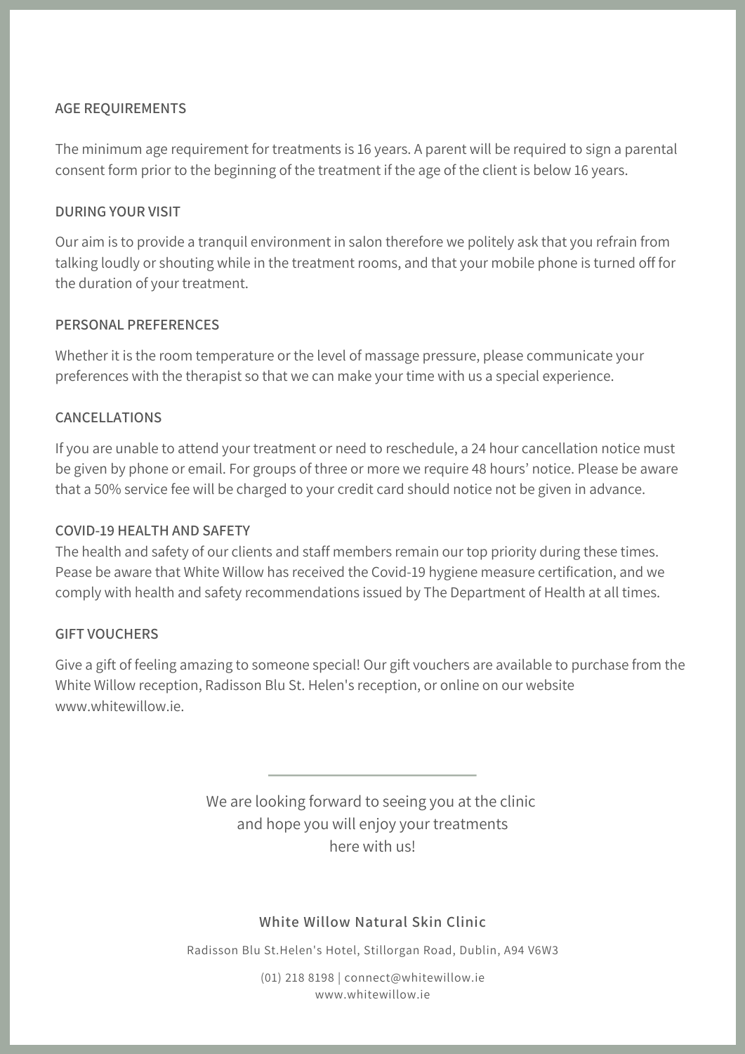## AGE REQUIREMENTS

The minimum age requirement for treatments is 16 years. A parent will be required to sign a parental consent form prior to the beginning of the treatment if the age of the client is below 16 years.

## DURING YOUR VISIT

Our aim is to provide a tranquil environment in salon therefore we politely ask that you refrain from talking loudly or shouting while in the treatment rooms, and that your mobile phone is turned off for the duration of your treatment.

## PERSONAL PREFERENCES

Whether it is the room temperature or the level of massage pressure, please communicate your preferences with the therapist so that we can make your time with us a special experience.

## CANCELLATIONS

If you are unable to attend your treatment or need to reschedule, a 24 hour cancellation notice must be given by phone or email. For groups of three or more we require 48 hours' notice. Please be aware that a 50% service fee will be charged to your credit card should notice not be given in advance.

## COVID-19 HEALTH AND SAFETY

The health and safety of our clients and staff members remain our top priority during these times. Pease be aware that White Willow has received the Covid-19 hygiene measure certification, and we comply with health and safety recommendations issued by The Department of Health at all times.

## GIFT VOUCHERS

Give a gift of feeling amazing to someone special! Our gift vouchers are available to purchase from the White Willow reception, Radisson Blu St. Helen's reception, or online on our website www.whitewillow.ie.

---

We are looking forward to seeing you at the clinic
and hope you will enjoy your treatments
here with us!

**White Willow Natural Skin Clinic**

Radisson Blu St.Helen's Hotel, Stillorgan Road, Dublin, A94 V6W3

(01) 218 8198 | connect@whitewillow.ie
www.whitewillow.ie